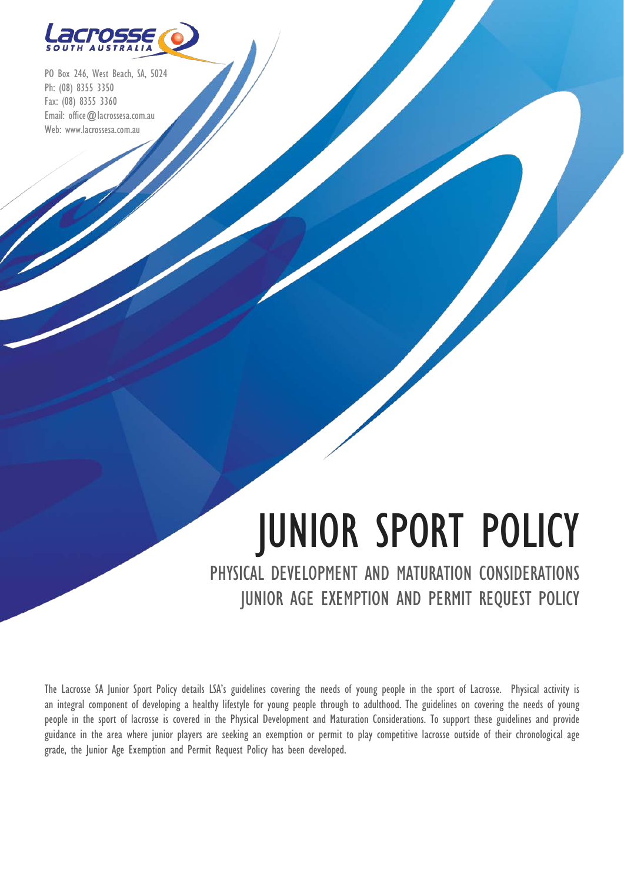Lacrosse SOUTH AUSTRALIA

PO Box 246, West Beach, SA, 5024
Ph: (08) 8355 3350
Fax: (08) 8355 3360
Email: office@lacrossesa.com.au
Web: www.lacrossesa.com.au

# JUNIOR SPORT POLICY

## PHYSICAL DEVELOPMENT AND MATURATION CONSIDERATIONS
## JUNIOR AGE EXEMPTION AND PERMIT REQUEST POLICY

The Lacrosse SA Junior Sport Policy details LSA's guidelines covering the needs of young people in the sport of Lacrosse. Physical activity is an integral component of developing a healthy lifestyle for young people through to adulthood. The guidelines on covering the needs of young people in the sport of lacrosse is covered in the Physical Development and Maturation Considerations. To support these guidelines and provide guidance in the area where junior players are seeking an exemption or permit to play competitive lacrosse outside of their chronological age grade, the Junior Age Exemption and Permit Request Policy has been developed.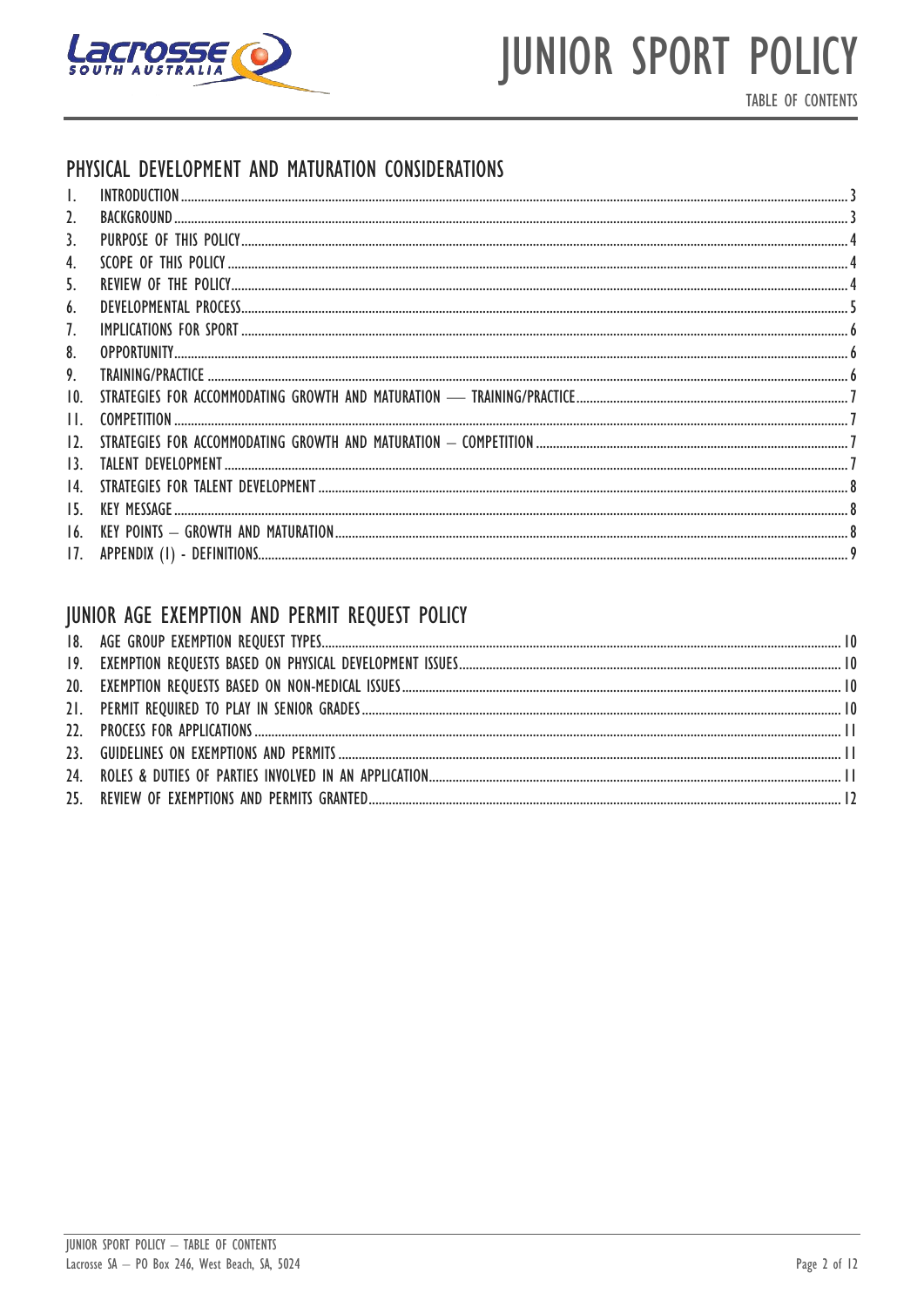# JUNIOR SPORT POLICY

TABLE OF CONTENTS

## PHYSICAL DEVELOPMENT AND MATURATION CONSIDERATIONS

1. INTRODUCTION ..... 3
2. BACKGROUND ..... 3
3. PURPOSE OF THIS POLICY ..... 4
4. SCOPE OF THIS POLICY ..... 4
5. REVIEW OF THE POLICY ..... 4
6. DEVELOPMENTAL PROCESS ..... 5
7. IMPLICATIONS FOR SPORT ..... 6
8. OPPORTUNITY ..... 6
9. TRAINING/PRACTICE ..... 6
10. STRATEGIES FOR ACCOMMODATING GROWTH AND MATURATION — TRAINING/PRACTICE ..... 7
11. COMPETITION ..... 7
12. STRATEGIES FOR ACCOMMODATING GROWTH AND MATURATION – COMPETITION ..... 7
13. TALENT DEVELOPMENT ..... 7
14. STRATEGIES FOR TALENT DEVELOPMENT ..... 8
15. KEY MESSAGE ..... 8
16. KEY POINTS – GROWTH AND MATURATION ..... 8
17. APPENDIX (1) - DEFINITIONS ..... 9

## JUNIOR AGE EXEMPTION AND PERMIT REQUEST POLICY

18. AGE GROUP EXEMPTION REQUEST TYPES ..... 10
19. EXEMPTION REQUESTS BASED ON PHYSICAL DEVELOPMENT ISSUES ..... 10
20. EXEMPTION REQUESTS BASED ON NON-MEDICAL ISSUES ..... 10
21. PERMIT REQUIRED TO PLAY IN SENIOR GRADES ..... 10
22. PROCESS FOR APPLICATIONS ..... 11
23. GUIDELINES ON EXEMPTIONS AND PERMITS ..... 11
24. ROLES & DUTIES OF PARTIES INVOLVED IN AN APPLICATION ..... 11
25. REVIEW OF EXEMPTIONS AND PERMITS GRANTED ..... 12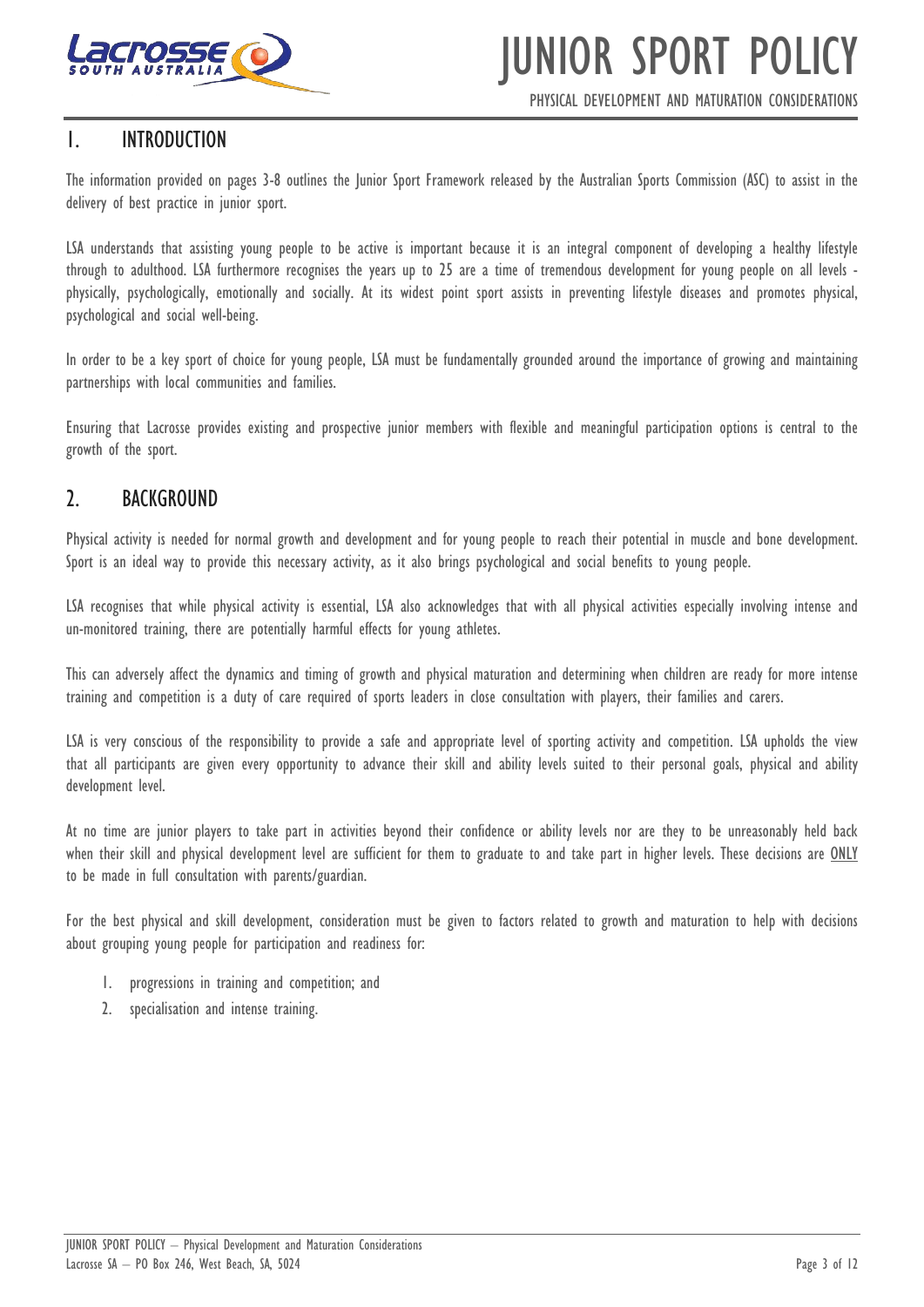# JUNIOR SPORT POLICY

PHYSICAL DEVELOPMENT AND MATURATION CONSIDERATIONS

## 1. INTRODUCTION

The information provided on pages 3-8 outlines the Junior Sport Framework released by the Australian Sports Commission (ASC) to assist in the delivery of best practice in junior sport.

LSA understands that assisting young people to be active is important because it is an integral component of developing a healthy lifestyle through to adulthood. LSA furthermore recognises the years up to 25 are a time of tremendous development for young people on all levels - physically, psychologically, emotionally and socially. At its widest point sport assists in preventing lifestyle diseases and promotes physical, psychological and social well-being.

In order to be a key sport of choice for young people, LSA must be fundamentally grounded around the importance of growing and maintaining partnerships with local communities and families.

Ensuring that Lacrosse provides existing and prospective junior members with flexible and meaningful participation options is central to the growth of the sport.

## 2. BACKGROUND

Physical activity is needed for normal growth and development and for young people to reach their potential in muscle and bone development. Sport is an ideal way to provide this necessary activity, as it also brings psychological and social benefits to young people.

LSA recognises that while physical activity is essential, LSA also acknowledges that with all physical activities especially involving intense and un-monitored training, there are potentially harmful effects for young athletes.

This can adversely affect the dynamics and timing of growth and physical maturation and determining when children are ready for more intense training and competition is a duty of care required of sports leaders in close consultation with players, their families and carers.

LSA is very conscious of the responsibility to provide a safe and appropriate level of sporting activity and competition. LSA upholds the view that all participants are given every opportunity to advance their skill and ability levels suited to their personal goals, physical and ability development level.

At no time are junior players to take part in activities beyond their confidence or ability levels nor are they to be unreasonably held back when their skill and physical development level are sufficient for them to graduate to and take part in higher levels. These decisions are <u>ONLY</u> to be made in full consultation with parents/guardian.

For the best physical and skill development, consideration must be given to factors related to growth and maturation to help with decisions about grouping young people for participation and readiness for:

1. progressions in training and competition; and
2. specialisation and intense training.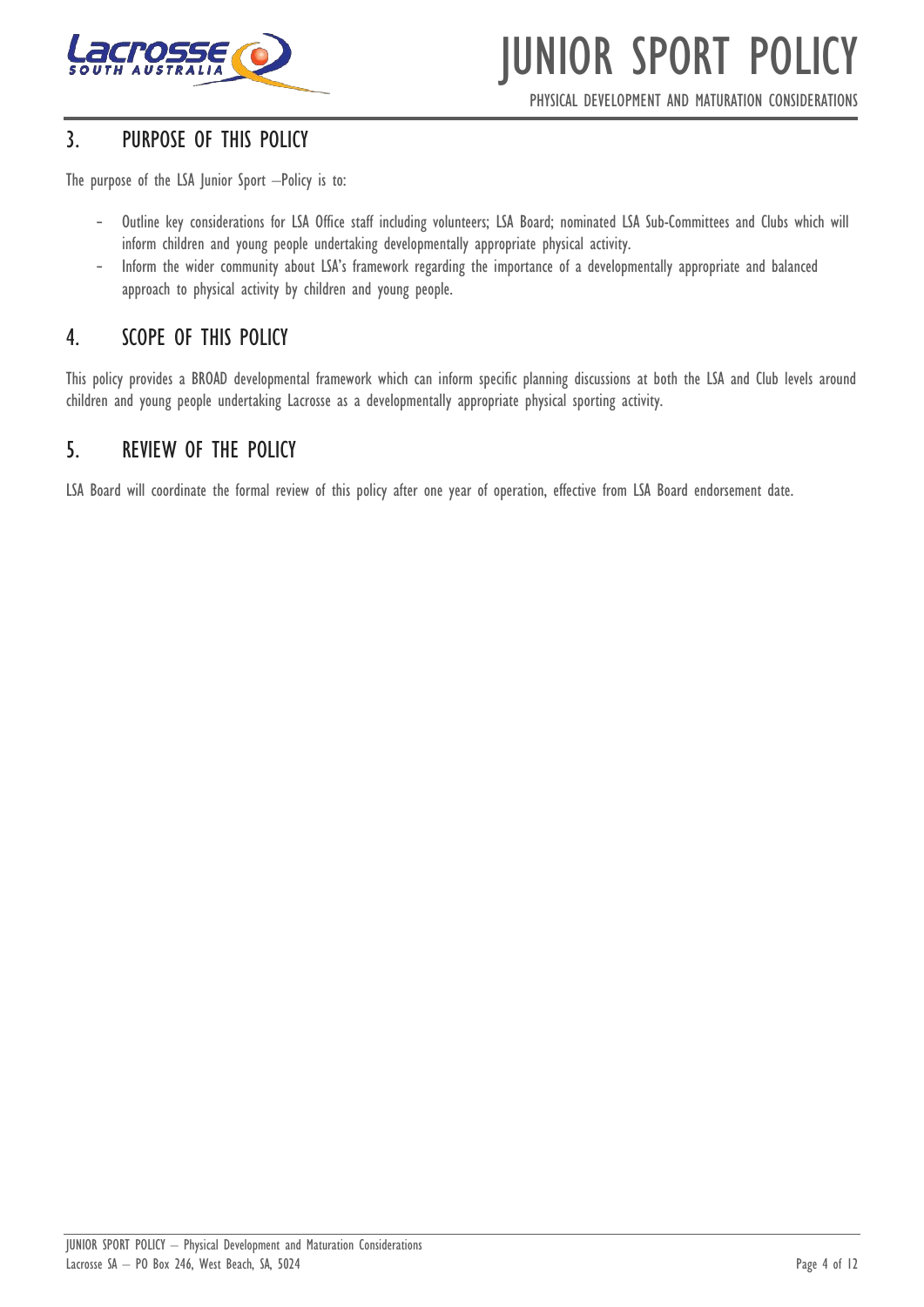## 3. PURPOSE OF THIS POLICY

The purpose of the LSA Junior Sport –Policy is to:

- Outline key considerations for LSA Office staff including volunteers; LSA Board; nominated LSA Sub-Committees and Clubs which will inform children and young people undertaking developmentally appropriate physical activity.
- Inform the wider community about LSA's framework regarding the importance of a developmentally appropriate and balanced approach to physical activity by children and young people.

## 4. SCOPE OF THIS POLICY

This policy provides a BROAD developmental framework which can inform specific planning discussions at both the LSA and Club levels around children and young people undertaking Lacrosse as a developmentally appropriate physical sporting activity.

## 5. REVIEW OF THE POLICY

LSA Board will coordinate the formal review of this policy after one year of operation, effective from LSA Board endorsement date.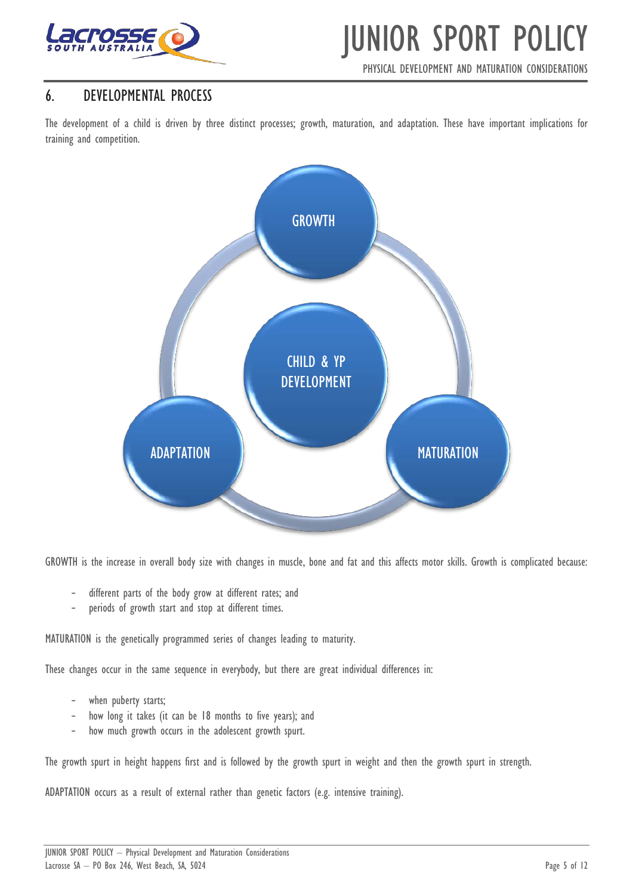## 6. DEVELOPMENTAL PROCESS

The development of a child is driven by three distinct processes; growth, maturation, and adaptation. These have important implications for training and competition.

GROWTH

CHILD & YP DEVELOPMENT

ADAPTATION

MATURATION

GROWTH is the increase in overall body size with changes in muscle, bone and fat and this affects motor skills. Growth is complicated because:

- different parts of the body grow at different rates; and
- periods of growth start and stop at different times.

MATURATION is the genetically programmed series of changes leading to maturity.

These changes occur in the same sequence in everybody, but there are great individual differences in:

- when puberty starts;
- how long it takes (it can be 18 months to five years); and
- how much growth occurs in the adolescent growth spurt.

The growth spurt in height happens first and is followed by the growth spurt in weight and then the growth spurt in strength.

ADAPTATION occurs as a result of external rather than genetic factors (e.g. intensive training).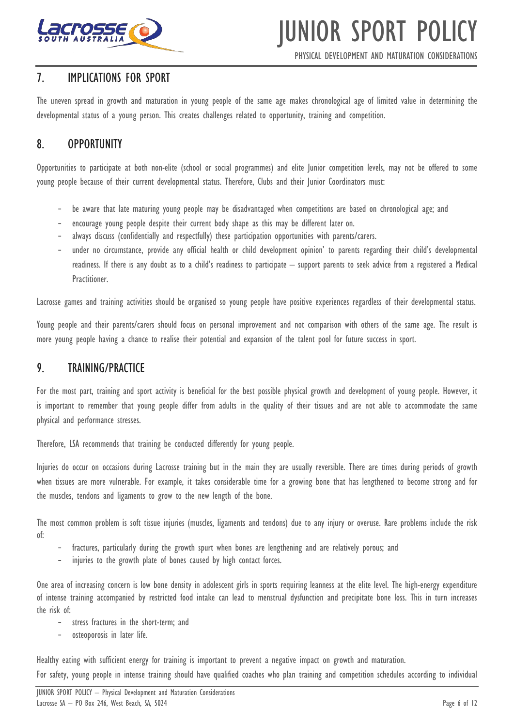## 7. IMPLICATIONS FOR SPORT

The uneven spread in growth and maturation in young people of the same age makes chronological age of limited value in determining the developmental status of a young person. This creates challenges related to opportunity, training and competition.

## 8. OPPORTUNITY

Opportunities to participate at both non-elite (school or social programmes) and elite Junior competition levels, may not be offered to some young people because of their current developmental status. Therefore, Clubs and their Junior Coordinators must:

- be aware that late maturing young people may be disadvantaged when competitions are based on chronological age; and
- encourage young people despite their current body shape as this may be different later on.
- always discuss (confidentially and respectfully) these participation opportunities with parents/carers.
- under no circumstance, provide any official health or child development opinion' to parents regarding their child's developmental readiness. If there is any doubt as to a child's readiness to participate – support parents to seek advice from a registered a Medical Practitioner.

Lacrosse games and training activities should be organised so young people have positive experiences regardless of their developmental status.

Young people and their parents/carers should focus on personal improvement and not comparison with others of the same age. The result is more young people having a chance to realise their potential and expansion of the talent pool for future success in sport.

## 9. TRAINING/PRACTICE

For the most part, training and sport activity is beneficial for the best possible physical growth and development of young people. However, it is important to remember that young people differ from adults in the quality of their tissues and are not able to accommodate the same physical and performance stresses.

Therefore, LSA recommends that training be conducted differently for young people.

Injuries do occur on occasions during Lacrosse training but in the main they are usually reversible. There are times during periods of growth when tissues are more vulnerable. For example, it takes considerable time for a growing bone that has lengthened to become strong and for the muscles, tendons and ligaments to grow to the new length of the bone.

The most common problem is soft tissue injuries (muscles, ligaments and tendons) due to any injury or overuse. Rare problems include the risk of:

- fractures, particularly during the growth spurt when bones are lengthening and are relatively porous; and
- injuries to the growth plate of bones caused by high contact forces.

One area of increasing concern is low bone density in adolescent girls in sports requiring leanness at the elite level. The high-energy expenditure of intense training accompanied by restricted food intake can lead to menstrual dysfunction and precipitate bone loss. This in turn increases the risk of:

- stress fractures in the short-term; and
- osteoporosis in later life.

Healthy eating with sufficient energy for training is important to prevent a negative impact on growth and maturation.

For safety, young people in intense training should have qualified coaches who plan training and competition schedules according to individual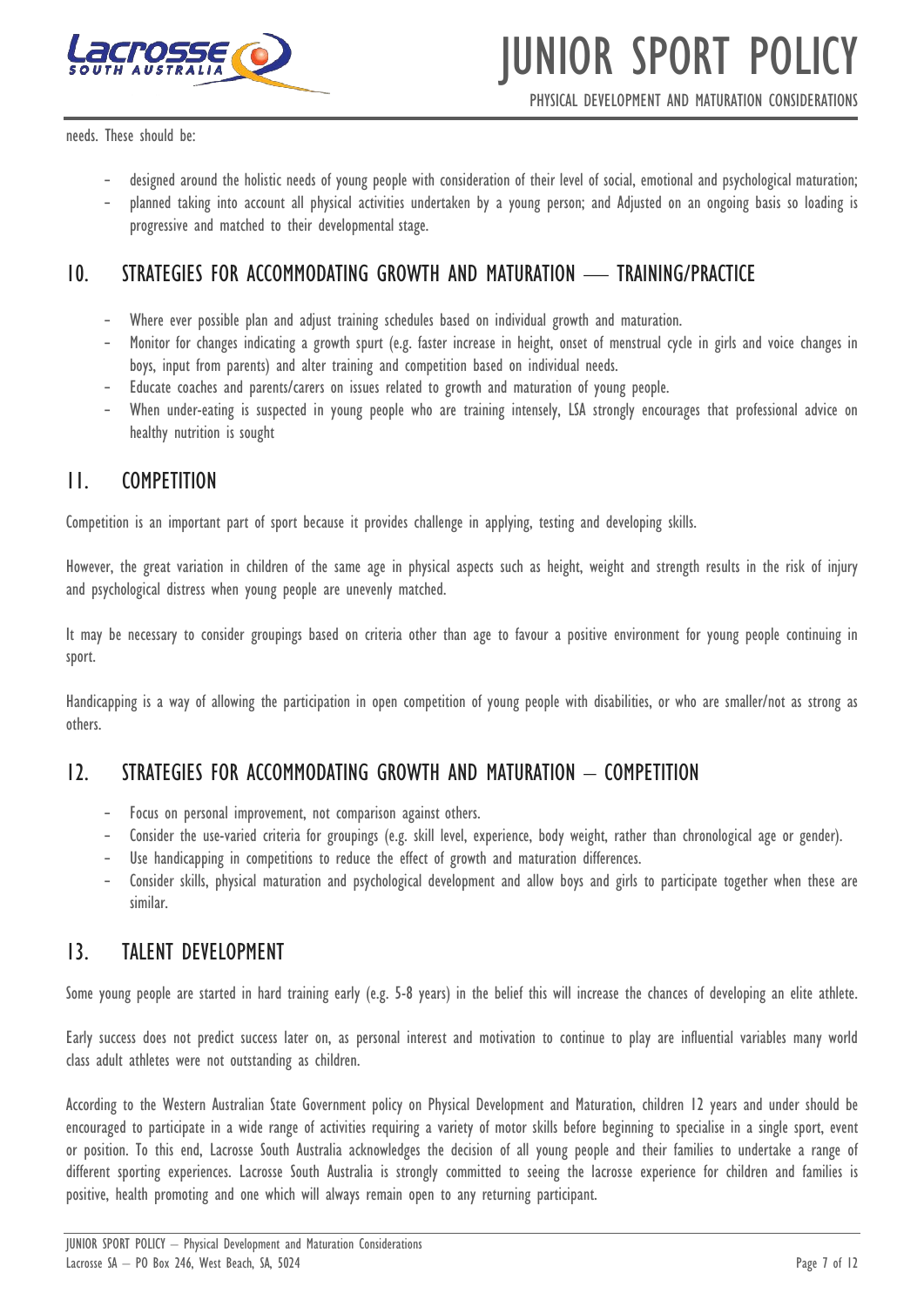needs. These should be:

- designed around the holistic needs of young people with consideration of their level of social, emotional and psychological maturation;
- planned taking into account all physical activities undertaken by a young person; and Adjusted on an ongoing basis so loading is progressive and matched to their developmental stage.

## 10. STRATEGIES FOR ACCOMMODATING GROWTH AND MATURATION –– TRAINING/PRACTICE

- Where ever possible plan and adjust training schedules based on individual growth and maturation.
- Monitor for changes indicating a growth spurt (e.g. faster increase in height, onset of menstrual cycle in girls and voice changes in boys, input from parents) and alter training and competition based on individual needs.
- Educate coaches and parents/carers on issues related to growth and maturation of young people.
- When under-eating is suspected in young people who are training intensely, LSA strongly encourages that professional advice on healthy nutrition is sought

## 11. COMPETITION

Competition is an important part of sport because it provides challenge in applying, testing and developing skills.

However, the great variation in children of the same age in physical aspects such as height, weight and strength results in the risk of injury and psychological distress when young people are unevenly matched.

It may be necessary to consider groupings based on criteria other than age to favour a positive environment for young people continuing in sport.

Handicapping is a way of allowing the participation in open competition of young people with disabilities, or who are smaller/not as strong as others.

## 12. STRATEGIES FOR ACCOMMODATING GROWTH AND MATURATION – COMPETITION

- Focus on personal improvement, not comparison against others.
- Consider the use-varied criteria for groupings (e.g. skill level, experience, body weight, rather than chronological age or gender).
- Use handicapping in competitions to reduce the effect of growth and maturation differences.
- Consider skills, physical maturation and psychological development and allow boys and girls to participate together when these are similar.

## 13. TALENT DEVELOPMENT

Some young people are started in hard training early (e.g. 5-8 years) in the belief this will increase the chances of developing an elite athlete.

Early success does not predict success later on, as personal interest and motivation to continue to play are influential variables many world class adult athletes were not outstanding as children.

According to the Western Australian State Government policy on Physical Development and Maturation, children 12 years and under should be encouraged to participate in a wide range of activities requiring a variety of motor skills before beginning to specialise in a single sport, event or position. To this end, Lacrosse South Australia acknowledges the decision of all young people and their families to undertake a range of different sporting experiences. Lacrosse South Australia is strongly committed to seeing the lacrosse experience for children and families is positive, health promoting and one which will always remain open to any returning participant.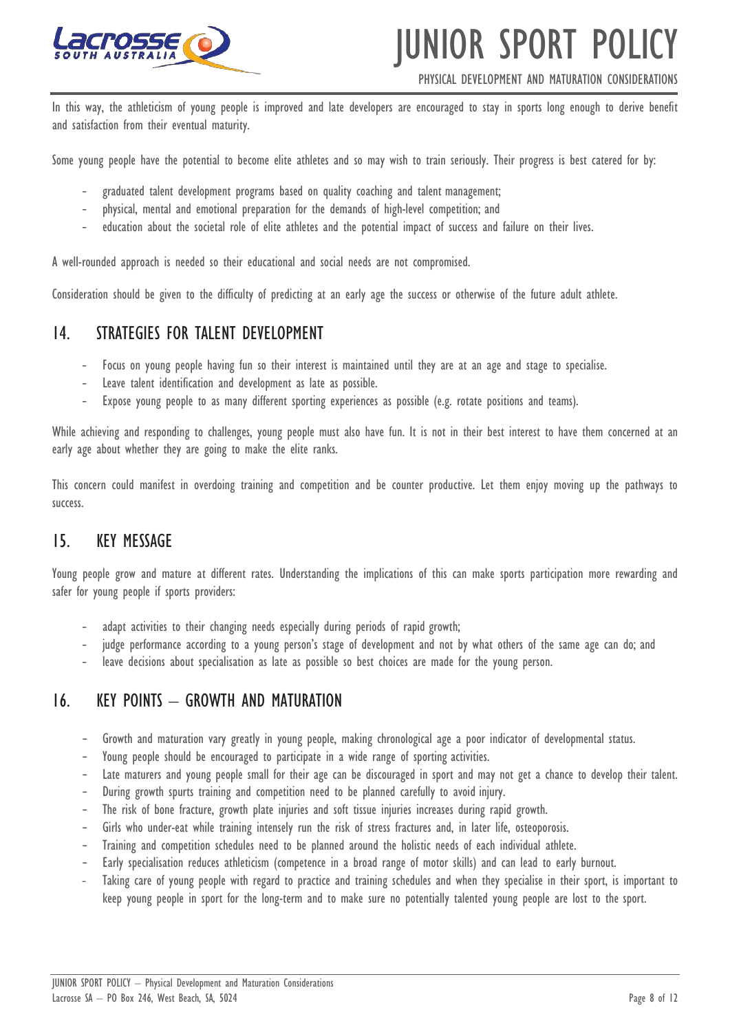In this way, the athleticism of young people is improved and late developers are encouraged to stay in sports long enough to derive benefit and satisfaction from their eventual maturity.

Some young people have the potential to become elite athletes and so may wish to train seriously. Their progress is best catered for by:

- graduated talent development programs based on quality coaching and talent management;
- physical, mental and emotional preparation for the demands of high-level competition; and
- education about the societal role of elite athletes and the potential impact of success and failure on their lives.

A well-rounded approach is needed so their educational and social needs are not compromised.

Consideration should be given to the difficulty of predicting at an early age the success or otherwise of the future adult athlete.

## 14. STRATEGIES FOR TALENT DEVELOPMENT

- Focus on young people having fun so their interest is maintained until they are at an age and stage to specialise.
- Leave talent identification and development as late as possible.
- Expose young people to as many different sporting experiences as possible (e.g. rotate positions and teams).

While achieving and responding to challenges, young people must also have fun. It is not in their best interest to have them concerned at an early age about whether they are going to make the elite ranks.

This concern could manifest in overdoing training and competition and be counter productive. Let them enjoy moving up the pathways to success.

## 15. KEY MESSAGE

Young people grow and mature at different rates. Understanding the implications of this can make sports participation more rewarding and safer for young people if sports providers:

- adapt activities to their changing needs especially during periods of rapid growth;
- judge performance according to a young person's stage of development and not by what others of the same age can do; and
- leave decisions about specialisation as late as possible so best choices are made for the young person.

## 16. KEY POINTS – GROWTH AND MATURATION

- Growth and maturation vary greatly in young people, making chronological age a poor indicator of developmental status.
- Young people should be encouraged to participate in a wide range of sporting activities.
- Late maturers and young people small for their age can be discouraged in sport and may not get a chance to develop their talent.
- During growth spurts training and competition need to be planned carefully to avoid injury.
- The risk of bone fracture, growth plate injuries and soft tissue injuries increases during rapid growth.
- Girls who under-eat while training intensely run the risk of stress fractures and, in later life, osteoporosis.
- Training and competition schedules need to be planned around the holistic needs of each individual athlete.
- Early specialisation reduces athleticism (competence in a broad range of motor skills) and can lead to early burnout.
- Taking care of young people with regard to practice and training schedules and when they specialise in their sport, is important to keep young people in sport for the long-term and to make sure no potentially talented young people are lost to the sport.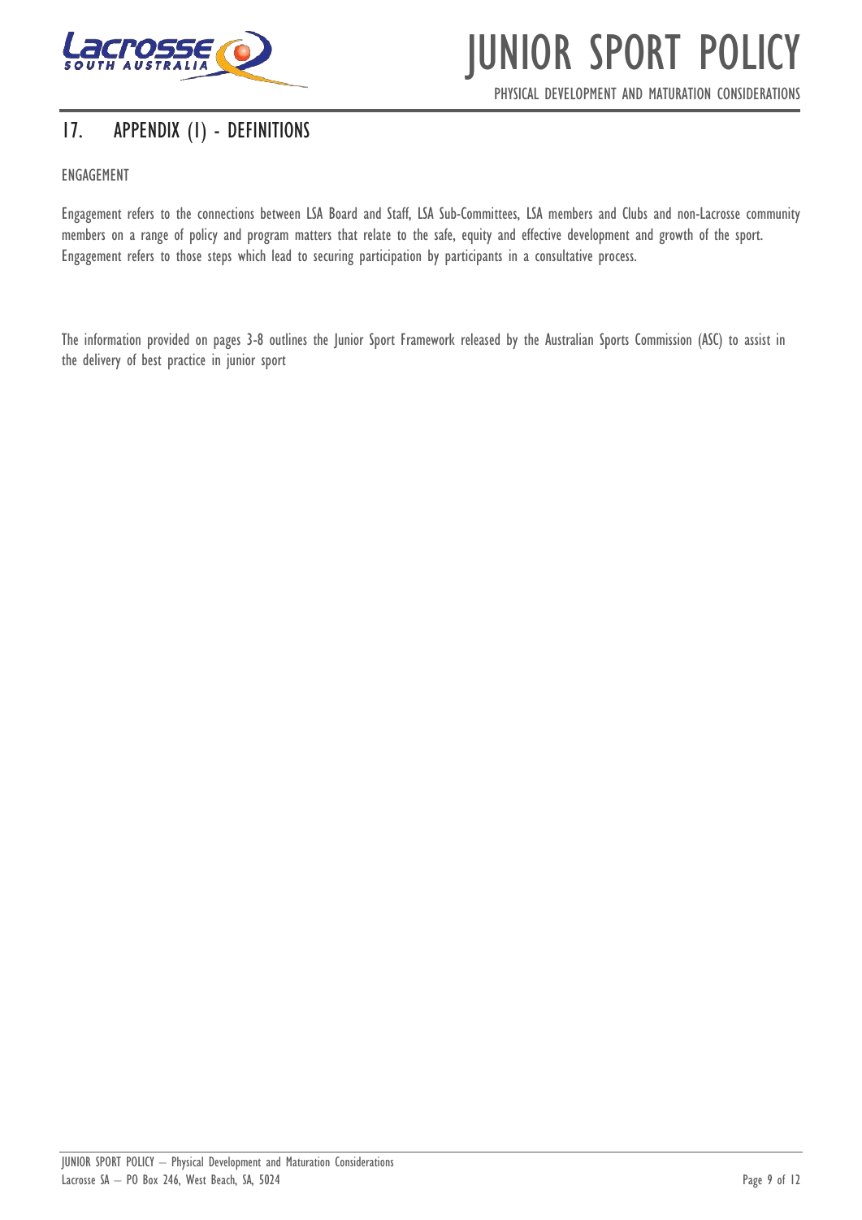## 17. APPENDIX (1) - DEFINITIONS

ENGAGEMENT

Engagement refers to the connections between LSA Board and Staff, LSA Sub-Committees, LSA members and Clubs and non-Lacrosse community members on a range of policy and program matters that relate to the safe, equity and effective development and growth of the sport. Engagement refers to those steps which lead to securing participation by participants in a consultative process.

The information provided on pages 3-8 outlines the Junior Sport Framework released by the Australian Sports Commission (ASC) to assist in the delivery of best practice in junior sport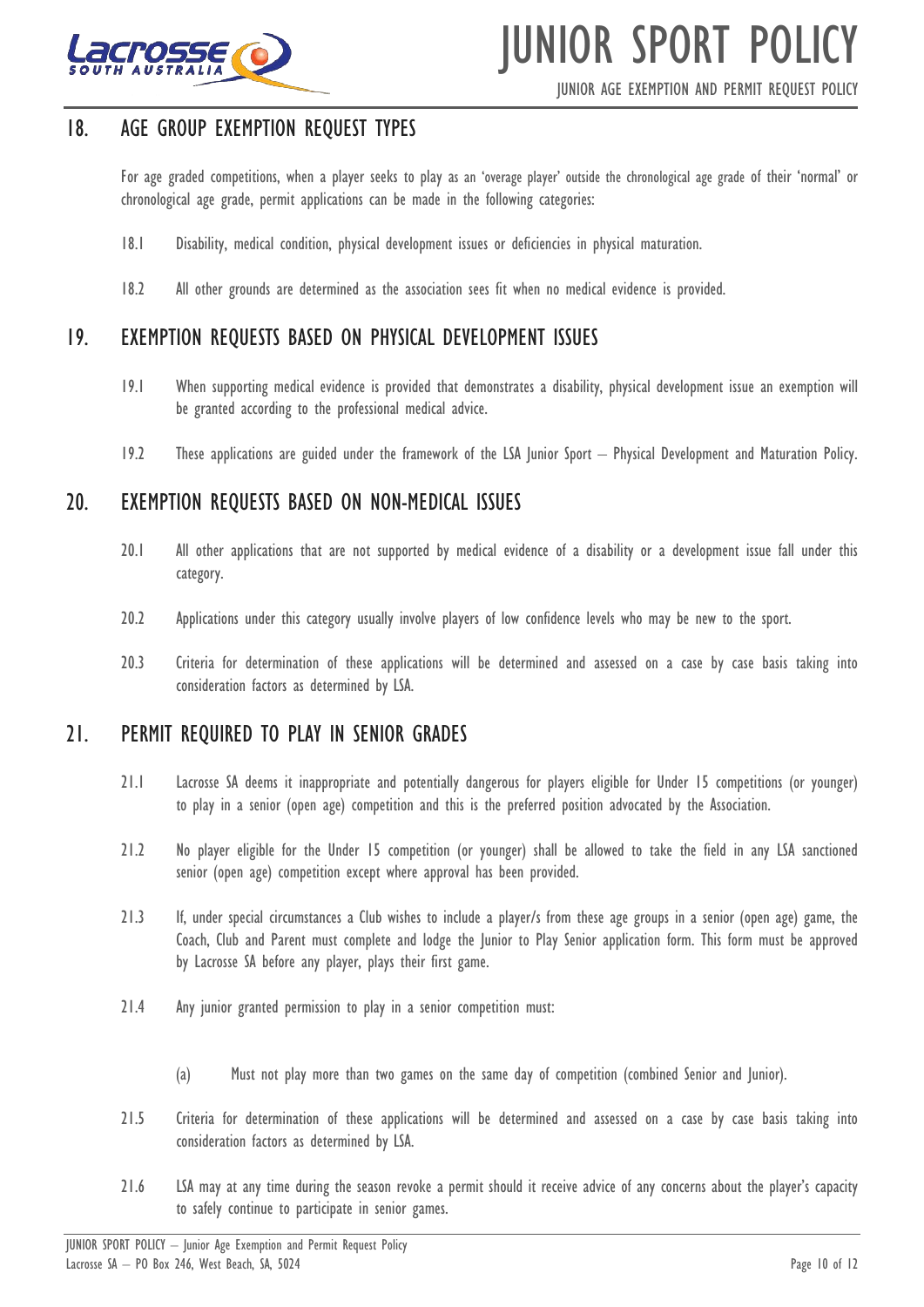## 18. AGE GROUP EXEMPTION REQUEST TYPES

For age graded competitions, when a player seeks to play as an 'overage player' outside the chronological age grade of their 'normal' or chronological age grade, permit applications can be made in the following categories:

18.1 Disability, medical condition, physical development issues or deficiencies in physical maturation.

18.2 All other grounds are determined as the association sees fit when no medical evidence is provided.

## 19. EXEMPTION REQUESTS BASED ON PHYSICAL DEVELOPMENT ISSUES

19.1 When supporting medical evidence is provided that demonstrates a disability, physical development issue an exemption will be granted according to the professional medical advice.

19.2 These applications are guided under the framework of the LSA Junior Sport – Physical Development and Maturation Policy.

## 20. EXEMPTION REQUESTS BASED ON NON-MEDICAL ISSUES

20.1 All other applications that are not supported by medical evidence of a disability or a development issue fall under this category.

20.2 Applications under this category usually involve players of low confidence levels who may be new to the sport.

20.3 Criteria for determination of these applications will be determined and assessed on a case by case basis taking into consideration factors as determined by LSA.

## 21. PERMIT REQUIRED TO PLAY IN SENIOR GRADES

21.1 Lacrosse SA deems it inappropriate and potentially dangerous for players eligible for Under 15 competitions (or younger) to play in a senior (open age) competition and this is the preferred position advocated by the Association.

21.2 No player eligible for the Under 15 competition (or younger) shall be allowed to take the field in any LSA sanctioned senior (open age) competition except where approval has been provided.

21.3 If, under special circumstances a Club wishes to include a player/s from these age groups in a senior (open age) game, the Coach, Club and Parent must complete and lodge the Junior to Play Senior application form. This form must be approved by Lacrosse SA before any player, plays their first game.

21.4 Any junior granted permission to play in a senior competition must:

(a) Must not play more than two games on the same day of competition (combined Senior and Junior).

21.5 Criteria for determination of these applications will be determined and assessed on a case by case basis taking into consideration factors as determined by LSA.

21.6 LSA may at any time during the season revoke a permit should it receive advice of any concerns about the player's capacity to safely continue to participate in senior games.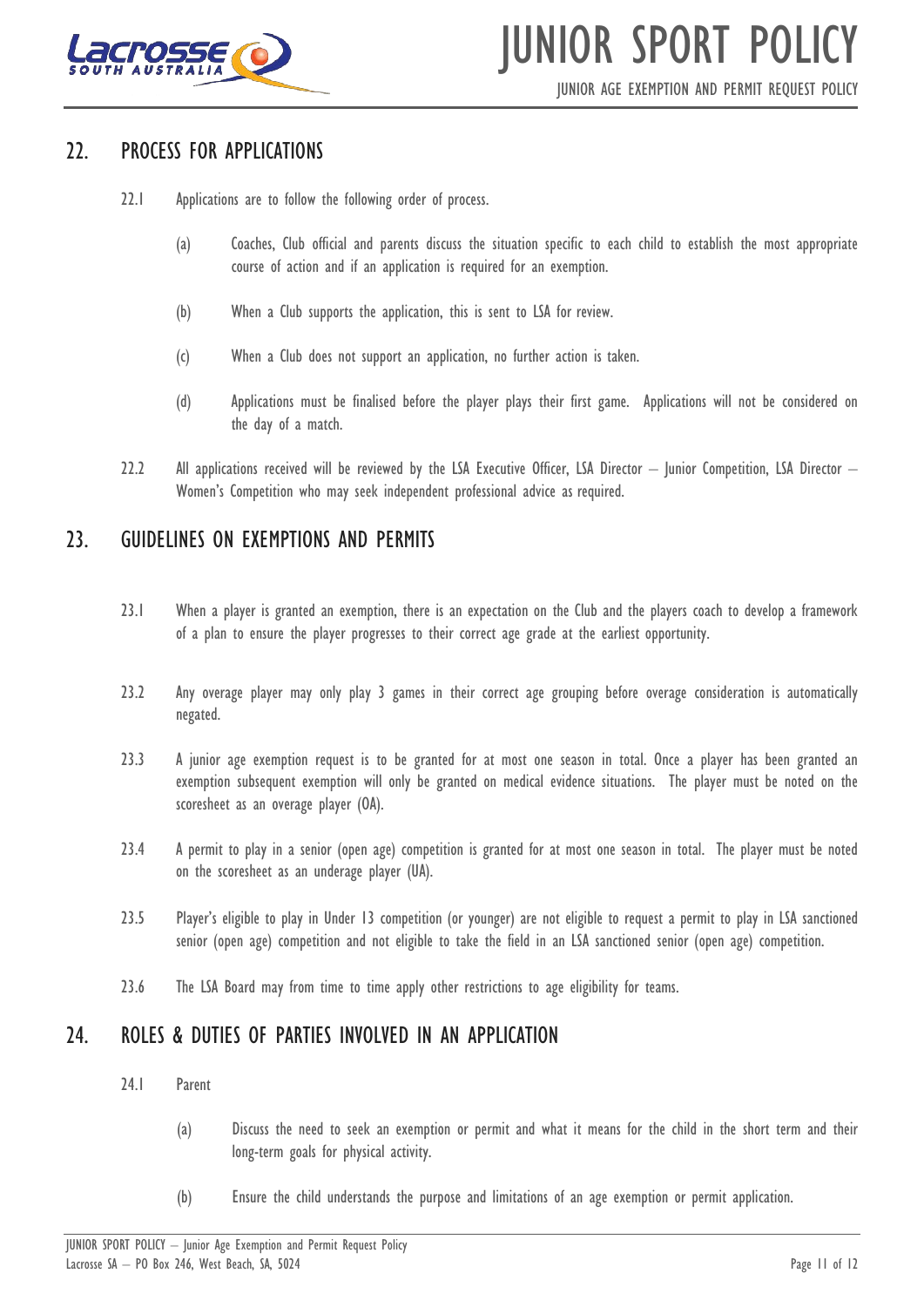## 22. PROCESS FOR APPLICATIONS

22.1 Applications are to follow the following order of process.

(a) Coaches, Club official and parents discuss the situation specific to each child to establish the most appropriate course of action and if an application is required for an exemption.

(b) When a Club supports the application, this is sent to LSA for review.

(c) When a Club does not support an application, no further action is taken.

(d) Applications must be finalised before the player plays their first game. Applications will not be considered on the day of a match.

22.2 All applications received will be reviewed by the LSA Executive Officer, LSA Director – Junior Competition, LSA Director – Women's Competition who may seek independent professional advice as required.

## 23. GUIDELINES ON EXEMPTIONS AND PERMITS

23.1 When a player is granted an exemption, there is an expectation on the Club and the players coach to develop a framework of a plan to ensure the player progresses to their correct age grade at the earliest opportunity.

23.2 Any overage player may only play 3 games in their correct age grouping before overage consideration is automatically negated.

23.3 A junior age exemption request is to be granted for at most one season in total. Once a player has been granted an exemption subsequent exemption will only be granted on medical evidence situations. The player must be noted on the scoresheet as an overage player (OA).

23.4 A permit to play in a senior (open age) competition is granted for at most one season in total. The player must be noted on the scoresheet as an underage player (UA).

23.5 Player's eligible to play in Under 13 competition (or younger) are not eligible to request a permit to play in LSA sanctioned senior (open age) competition and not eligible to take the field in an LSA sanctioned senior (open age) competition.

23.6 The LSA Board may from time to time apply other restrictions to age eligibility for teams.

## 24. ROLES & DUTIES OF PARTIES INVOLVED IN AN APPLICATION

24.1 Parent

(a) Discuss the need to seek an exemption or permit and what it means for the child in the short term and their long-term goals for physical activity.

(b) Ensure the child understands the purpose and limitations of an age exemption or permit application.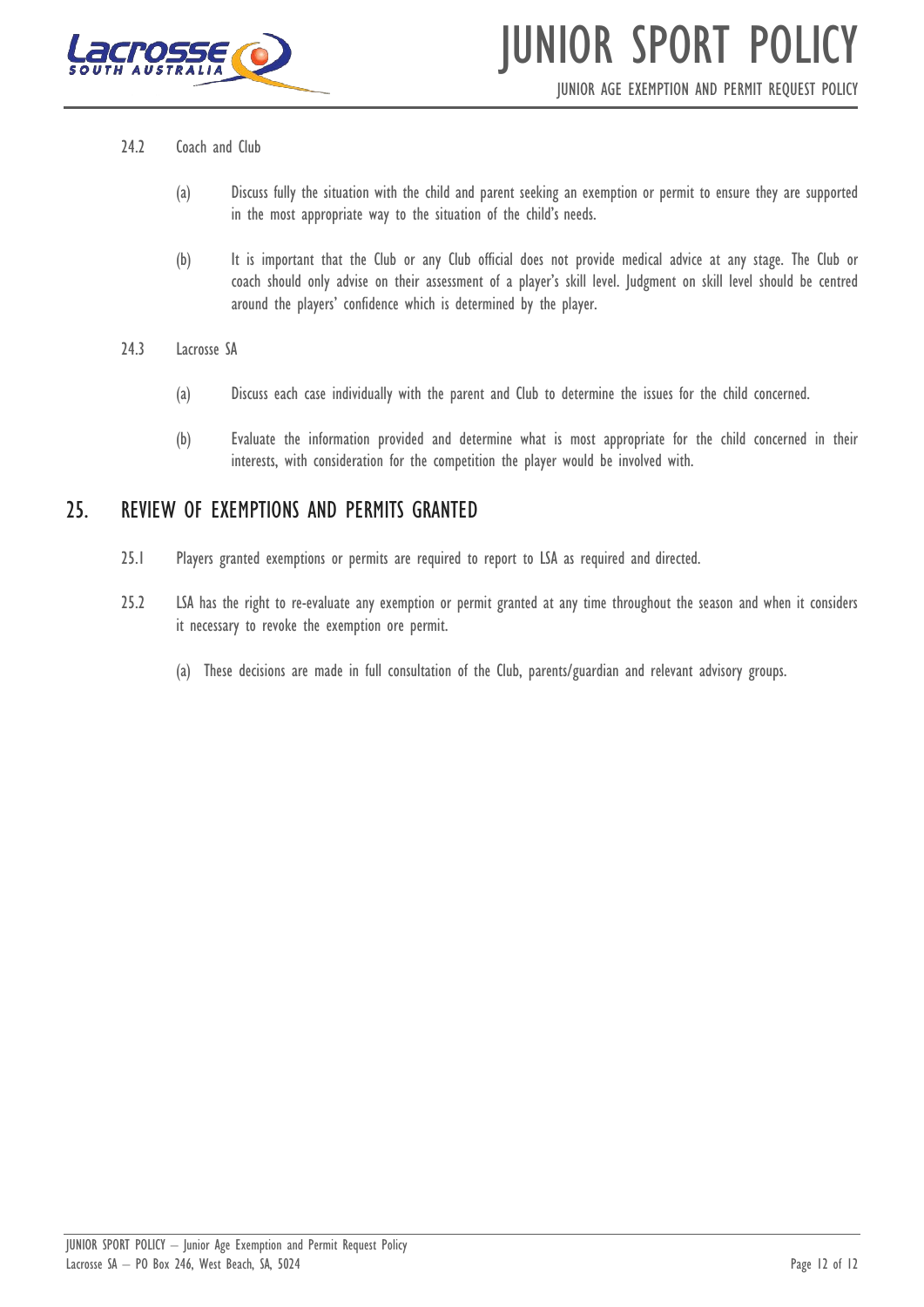24.2 Coach and Club

(a) Discuss fully the situation with the child and parent seeking an exemption or permit to ensure they are supported in the most appropriate way to the situation of the child's needs.

(b) It is important that the Club or any Club official does not provide medical advice at any stage. The Club or coach should only advise on their assessment of a player's skill level. Judgment on skill level should be centred around the players' confidence which is determined by the player.

24.3 Lacrosse SA

(a) Discuss each case individually with the parent and Club to determine the issues for the child concerned.

(b) Evaluate the information provided and determine what is most appropriate for the child concerned in their interests, with consideration for the competition the player would be involved with.

## 25. REVIEW OF EXEMPTIONS AND PERMITS GRANTED

25.1 Players granted exemptions or permits are required to report to LSA as required and directed.

25.2 LSA has the right to re-evaluate any exemption or permit granted at any time throughout the season and when it considers it necessary to revoke the exemption ore permit.

(a) These decisions are made in full consultation of the Club, parents/guardian and relevant advisory groups.